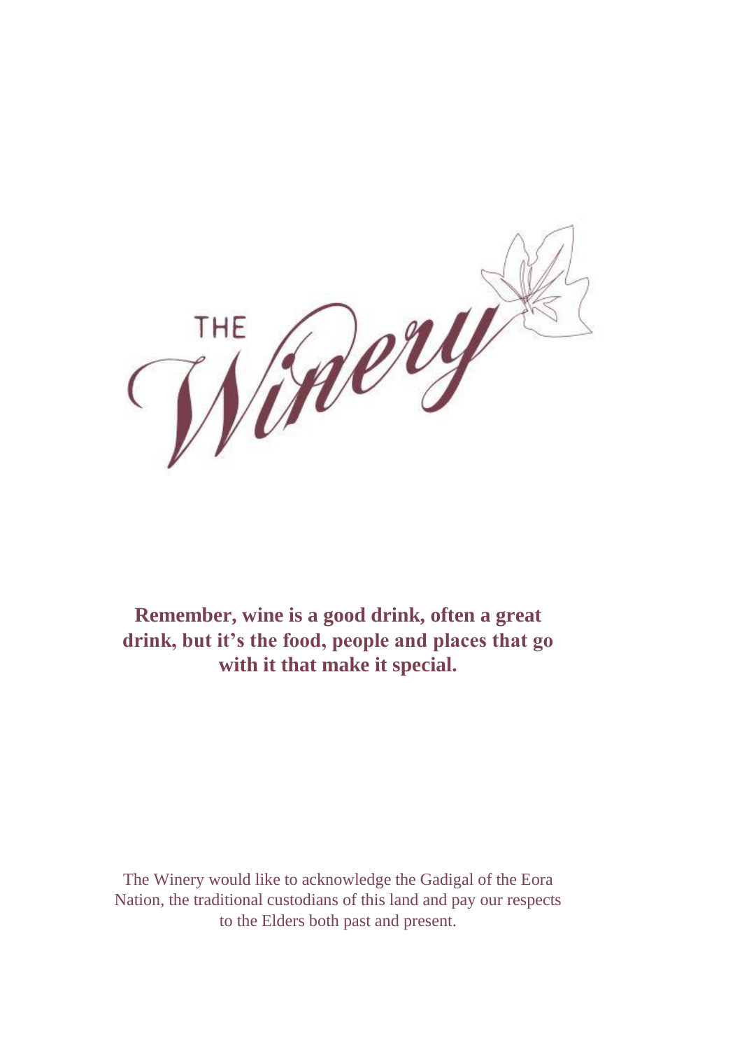# THE Winery

**Remember, wine is a good drink, often a great drink, but it's the food, people and places that go with it that make it special.**

The Winery would like to acknowledge the Gadigal of the Eora Nation, the traditional custodians of this land and pay our respects to the Elders both past and present.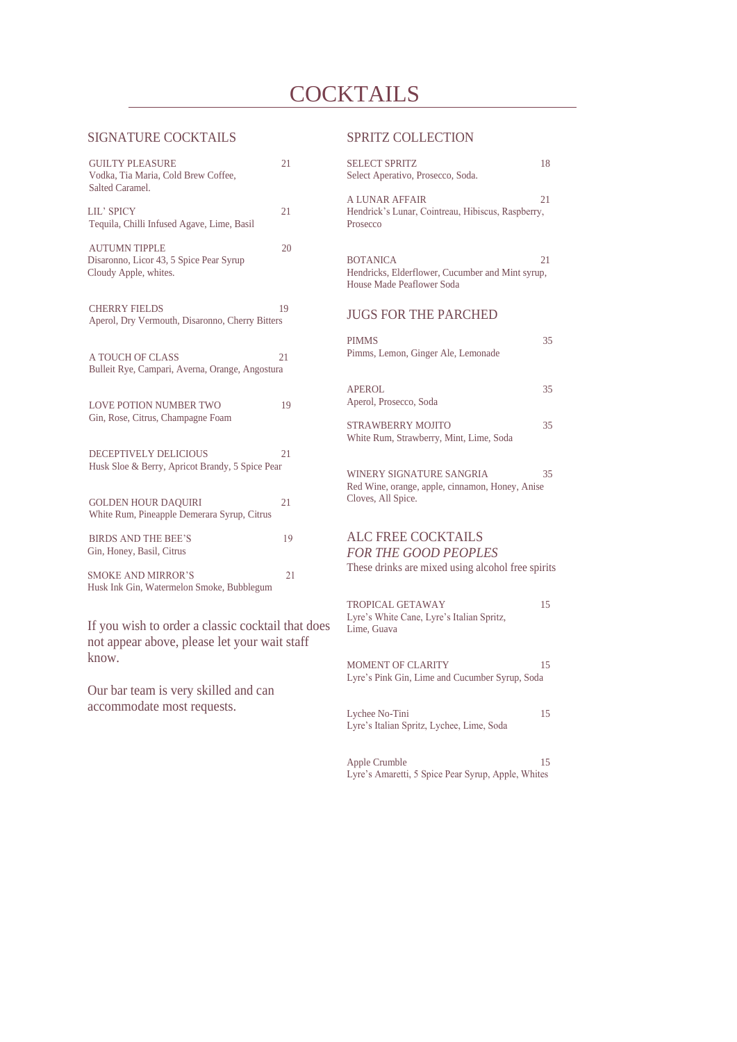# COCKTAILS

## SIGNATURE COCKTAILS

**GUILTY PLEASURE** 21
Vodka, Tia Maria, Cold Brew Coffee, Salted Caramel.

**LIL' SPICY** 21
Tequila, Chilli Infused Agave, Lime, Basil

**AUTUMN TIPPLE** 20
Disaronno, Licor 43, 5 Spice Pear Syrup Cloudy Apple, whites.

**CHERRY FIELDS** 19
Aperol, Dry Vermouth, Disaronno, Cherry Bitters

**A TOUCH OF CLASS** 21
Bulleit Rye, Campari, Averna, Orange, Angostura

**LOVE POTION NUMBER TWO** 19
Gin, Rose, Citrus, Champagne Foam

**DECEPTIVELY DELICIOUS** 21
Husk Sloe & Berry, Apricot Brandy, 5 Spice Pear

**GOLDEN HOUR DAQUIRI** 21
White Rum, Pineapple Demerara Syrup, Citrus

**BIRDS AND THE BEE'S** 19
Gin, Honey, Basil, Citrus

**SMOKE AND MIRROR'S** 21
Husk Ink Gin, Watermelon Smoke, Bubblegum

If you wish to order a classic cocktail that does not appear above, please let your wait staff know.

Our bar team is very skilled and can accommodate most requests.

## SPRITZ COLLECTION

**SELECT SPRITZ** 18
Select Aperativo, Prosecco, Soda.

**A LUNAR AFFAIR** 21
Hendrick's Lunar, Cointreau, Hibiscus, Raspberry, Prosecco

**BOTANICA** 21
Hendricks, Elderflower, Cucumber and Mint syrup, House Made Peaflower Soda

## JUGS FOR THE PARCHED

**PIMMS** 35
Pimms, Lemon, Ginger Ale, Lemonade

**APEROL** 35
Aperol, Prosecco, Soda

**STRAWBERRY MOJITO** 35
White Rum, Strawberry, Mint, Lime, Soda

**WINERY SIGNATURE SANGRIA** 35
Red Wine, orange, apple, cinnamon, Honey, Anise Cloves, All Spice.

## ALC FREE COCKTAILS
*FOR THE GOOD PEOPLES*

These drinks are mixed using alcohol free spirits

**TROPICAL GETAWAY** 15
Lyre's White Cane, Lyre's Italian Spritz, Lime, Guava

**MOMENT OF CLARITY** 15
Lyre's Pink Gin, Lime and Cucumber Syrup, Soda

**Lychee No-Tini** 15
Lyre's Italian Spritz, Lychee, Lime, Soda

**Apple Crumble** 15
Lyre's Amaretti, 5 Spice Pear Syrup, Apple, Whites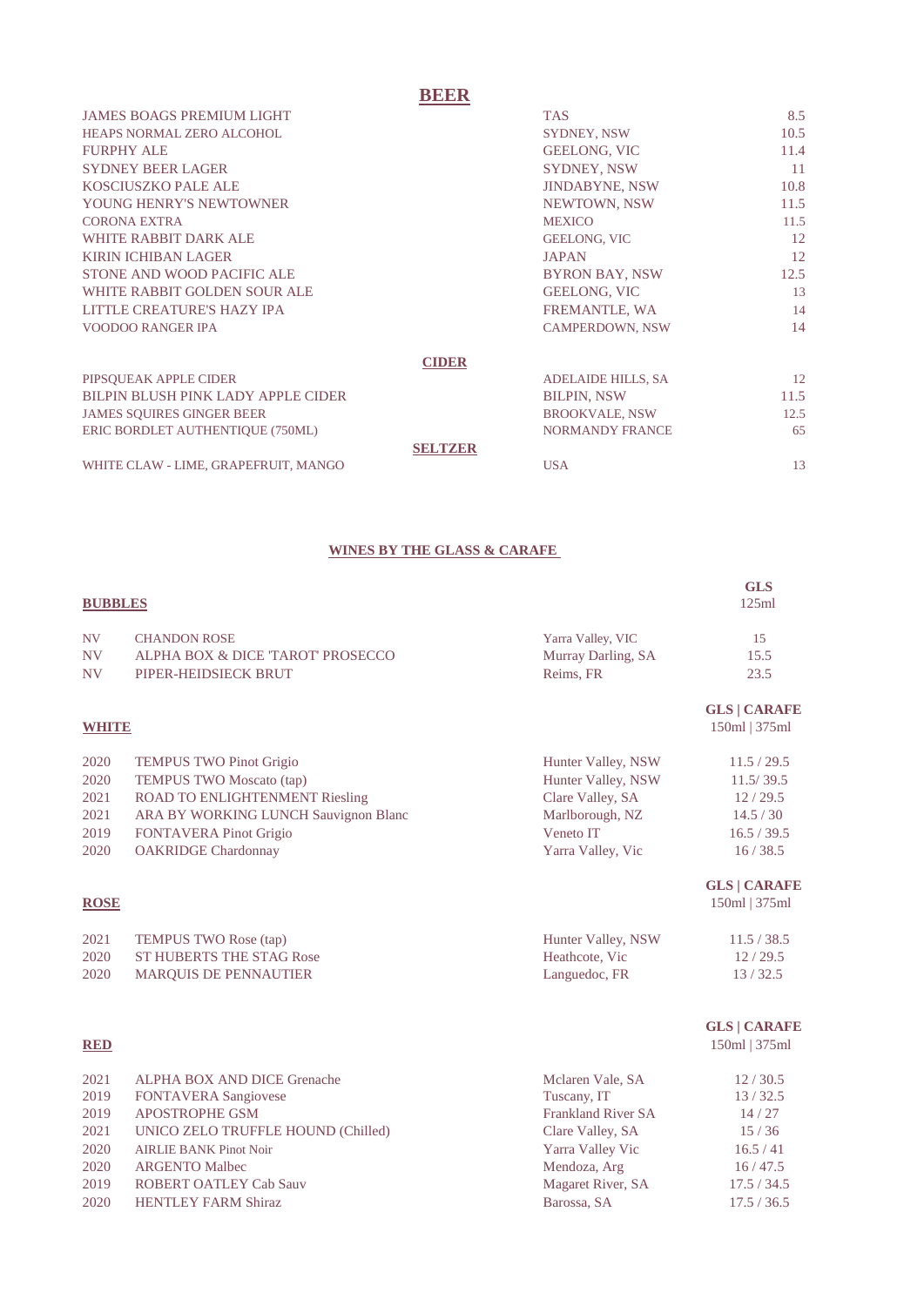## BEER

| | | |
|---|---|---|
| JAMES BOAGS PREMIUM LIGHT | TAS | 8.5 |
| HEAPS NORMAL ZERO ALCOHOL | SYDNEY, NSW | 10.5 |
| FURPHY ALE | GEELONG, VIC | 11.4 |
| SYDNEY BEER LAGER | SYDNEY, NSW | 11 |
| KOSCIUSZKO PALE ALE | JINDABYNE, NSW | 10.8 |
| YOUNG HENRY'S NEWTOWNER | NEWTOWN, NSW | 11.5 |
| CORONA EXTRA | MEXICO | 11.5 |
| WHITE RABBIT DARK ALE | GEELONG, VIC | 12 |
| KIRIN ICHIBAN LAGER | JAPAN | 12 |
| STONE AND WOOD PACIFIC ALE | BYRON BAY, NSW | 12.5 |
| WHITE RABBIT GOLDEN SOUR ALE | GEELONG, VIC | 13 |
| LITTLE CREATURE'S HAZY IPA | FREMANTLE, WA | 14 |
| VOODOO RANGER IPA | CAMPERDOWN, NSW | 14 |

## CIDER

| | | |
|---|---|---|
| PIPSQUEAK APPLE CIDER | ADELAIDE HILLS, SA | 12 |
| BILPIN BLUSH PINK LADY APPLE CIDER | BILPIN, NSW | 11.5 |
| JAMES SQUIRES GINGER BEER | BROOKVALE, NSW | 12.5 |
| ERIC BORDLET AUTHENTIQUE (750ML) | NORMANDY FRANCE | 65 |

## SELTZER

| | | |
|---|---|---|
| WHITE CLAW - LIME, GRAPEFRUIT, MANGO | USA | 13 |

## WINES BY THE GLASS & CARAFE

### BUBBLES

| | | | GLS 125ml |
|---|---|---|---|
| NV | CHANDON ROSE | Yarra Valley, VIC | 15 |
| NV | ALPHA BOX & DICE 'TAROT' PROSECCO | Murray Darling, SA | 15.5 |
| NV | PIPER-HEIDSIECK BRUT | Reims, FR | 23.5 |

### WHITE

| | | | GLS \| CARAFE 150ml \| 375ml |
|---|---|---|---|
| 2020 | TEMPUS TWO Pinot Grigio | Hunter Valley, NSW | 11.5 / 29.5 |
| 2020 | TEMPUS TWO Moscato (tap) | Hunter Valley, NSW | 11.5/ 39.5 |
| 2021 | ROAD TO ENLIGHTENMENT Riesling | Clare Valley, SA | 12 / 29.5 |
| 2021 | ARA BY WORKING LUNCH Sauvignon Blanc | Marlborough, NZ | 14.5 / 30 |
| 2019 | FONTAVERA Pinot Grigio | Veneto IT | 16.5 / 39.5 |
| 2020 | OAKRIDGE Chardonnay | Yarra Valley, Vic | 16 / 38.5 |

### ROSE

| | | | GLS \| CARAFE 150ml \| 375ml |
|---|---|---|---|
| 2021 | TEMPUS TWO Rose (tap) | Hunter Valley, NSW | 11.5 / 38.5 |
| 2020 | ST HUBERTS THE STAG Rose | Heathcote, Vic | 12 / 29.5 |
| 2020 | MARQUIS DE PENNAUTIER | Languedoc, FR | 13 / 32.5 |

### RED

| | | | GLS \| CARAFE 150ml \| 375ml |
|---|---|---|---|
| 2021 | ALPHA BOX AND DICE Grenache | Mclaren Vale, SA | 12 / 30.5 |
| 2019 | FONTAVERA Sangiovese | Tuscany, IT | 13 / 32.5 |
| 2019 | APOSTROPHE GSM | Frankland River SA | 14 / 27 |
| 2021 | UNICO ZELO TRUFFLE HOUND (Chilled) | Clare Valley, SA | 15 / 36 |
| 2020 | AIRLIE BANK Pinot Noir | Yarra Valley Vic | 16.5 / 41 |
| 2020 | ARGENTO Malbec | Mendoza, Arg | 16 / 47.5 |
| 2019 | ROBERT OATLEY Cab Sauv | Magaret River, SA | 17.5 / 34.5 |
| 2020 | HENTLEY FARM Shiraz | Barossa, SA | 17.5 / 36.5 |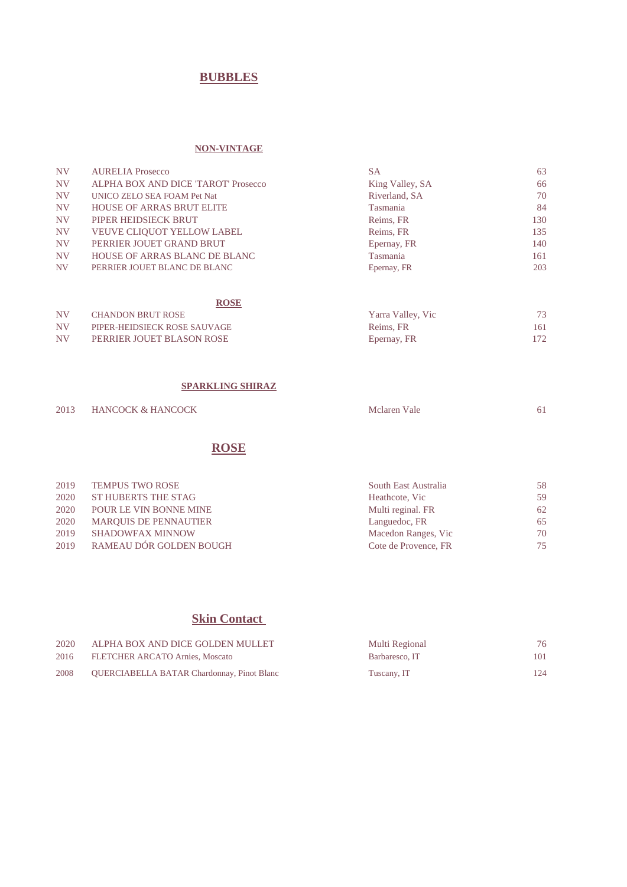# BUBBLES

## NON-VINTAGE

| | | | |
|---|---|---|---|
| NV | AURELIA Prosecco | SA | 63 |
| NV | ALPHA BOX AND DICE 'TAROT' Prosecco | King Valley, SA | 66 |
| NV | UNICO ZELO SEA FOAM Pet Nat | Riverland, SA | 70 |
| NV | HOUSE OF ARRAS BRUT ELITE | Tasmania | 84 |
| NV | PIPER HEIDSIECK BRUT | Reims, FR | 130 |
| NV | VEUVE CLIQUOT YELLOW LABEL | Reims, FR | 135 |
| NV | PERRIER JOUET GRAND BRUT | Epernay, FR | 140 |
| NV | HOUSE OF ARRAS BLANC DE BLANC | Tasmania | 161 |
| NV | PERRIER JOUET BLANC DE BLANC | Epernay, FR | 203 |

## ROSE

| | | | |
|---|---|---|---|
| NV | CHANDON BRUT ROSE | Yarra Valley, Vic | 73 |
| NV | PIPER-HEIDSIECK ROSE SAUVAGE | Reims, FR | 161 |
| NV | PERRIER JOUET BLASON ROSE | Epernay, FR | 172 |

## SPARKLING SHIRAZ

| | | | |
|---|---|---|---|
| 2013 | HANCOCK & HANCOCK | Mclaren Vale | 61 |

# ROSE

| | | | |
|---|---|---|---|
| 2019 | TEMPUS TWO ROSE | South East Australia | 58 |
| 2020 | ST HUBERTS THE STAG | Heathcote, Vic | 59 |
| 2020 | POUR LE VIN BONNE MINE | Multi reginal. FR | 62 |
| 2020 | MARQUIS DE PENNAUTIER | Languedoc, FR | 65 |
| 2019 | SHADOWFAX MINNOW | Macedon Ranges, Vic | 70 |
| 2019 | RAMEAU DÓR GOLDEN BOUGH | Cote de Provence, FR | 75 |

# Skin Contact

| | | | |
|---|---|---|---|
| 2020 | ALPHA BOX AND DICE GOLDEN MULLET | Multi Regional | 76 |
| 2016 | FLETCHER ARCATO Arnies, Moscato | Barbaresco, IT | 101 |
| 2008 | QUERCIABELLA BATAR Chardonnay, Pinot Blanc | Tuscany, IT | 124 |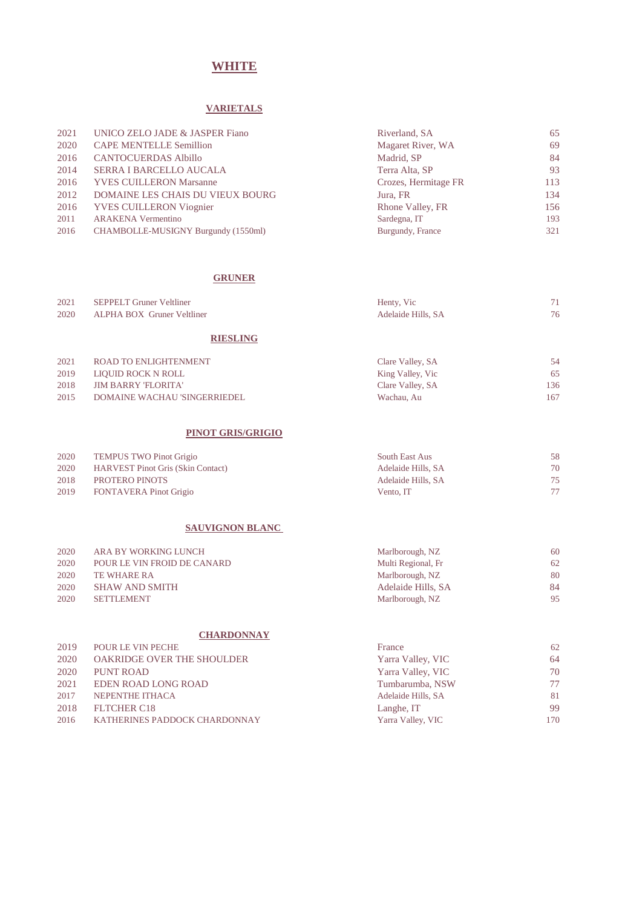# WHITE

## VARIETALS

| | | | |
|---|---|---|---|
| 2021 | UNICO ZELO JADE & JASPER Fiano | Riverland, SA | 65 |
| 2020 | CAPE MENTELLE Semillion | Magaret River, WA | 69 |
| 2016 | CANTOCUERDAS Albillo | Madrid, SP | 84 |
| 2014 | SERRA I BARCELLO AUCALA | Terra Alta, SP | 93 |
| 2016 | YVES CUILLERON Marsanne | Crozes, Hermitage FR | 113 |
| 2012 | DOMAINE LES CHAIS DU VIEUX BOURG | Jura, FR | 134 |
| 2016 | YVES CUILLERON Viognier | Rhone Valley, FR | 156 |
| 2011 | ARAKENA Vermentino | Sardegna, IT | 193 |
| 2016 | CHAMBOLLE-MUSIGNY Burgundy (1550ml) | Burgundy, France | 321 |

## GRUNER

| | | | |
|---|---|---|---|
| 2021 | SEPPELT Gruner Veltliner | Henty, Vic | 71 |
| 2020 | ALPHA BOX Gruner Veltliner | Adelaide Hills, SA | 76 |

## RIESLING

| | | | |
|---|---|---|---|
| 2021 | ROAD TO ENLIGHTENMENT | Clare Valley, SA | 54 |
| 2019 | LIQUID ROCK N ROLL | King Valley, Vic | 65 |
| 2018 | JIM BARRY 'FLORITA' | Clare Valley, SA | 136 |
| 2015 | DOMAINE WACHAU 'SINGERRIEDEL | Wachau, Au | 167 |

## PINOT GRIS/GRIGIO

| | | | |
|---|---|---|---|
| 2020 | TEMPUS TWO Pinot Grigio | South East Aus | 58 |
| 2020 | HARVEST Pinot Gris (Skin Contact) | Adelaide Hills, SA | 70 |
| 2018 | PROTERO PINOTS | Adelaide Hills, SA | 75 |
| 2019 | FONTAVERA Pinot Grigio | Vento, IT | 77 |

## SAUVIGNON BLANC

| | | | |
|---|---|---|---|
| 2020 | ARA BY WORKING LUNCH | Marlborough, NZ | 60 |
| 2020 | POUR LE VIN FROID DE CANARD | Multi Regional, Fr | 62 |
| 2020 | TE WHARE RA | Marlborough, NZ | 80 |
| 2020 | SHAW AND SMITH | Adelaide Hills, SA | 84 |
| 2020 | SETTLEMENT | Marlborough, NZ | 95 |

## CHARDONNAY

| | | | |
|---|---|---|---|
| 2019 | POUR LE VIN PECHE | France | 62 |
| 2020 | OAKRIDGE OVER THE SHOULDER | Yarra Valley, VIC | 64 |
| 2020 | PUNT ROAD | Yarra Valley, VIC | 70 |
| 2021 | EDEN ROAD LONG ROAD | Tumbarumba, NSW | 77 |
| 2017 | NEPENTHE ITHACA | Adelaide Hills, SA | 81 |
| 2018 | FLTCHER C18 | Langhe, IT | 99 |
| 2016 | KATHERINES PADDOCK CHARDONNAY | Yarra Valley, VIC | 170 |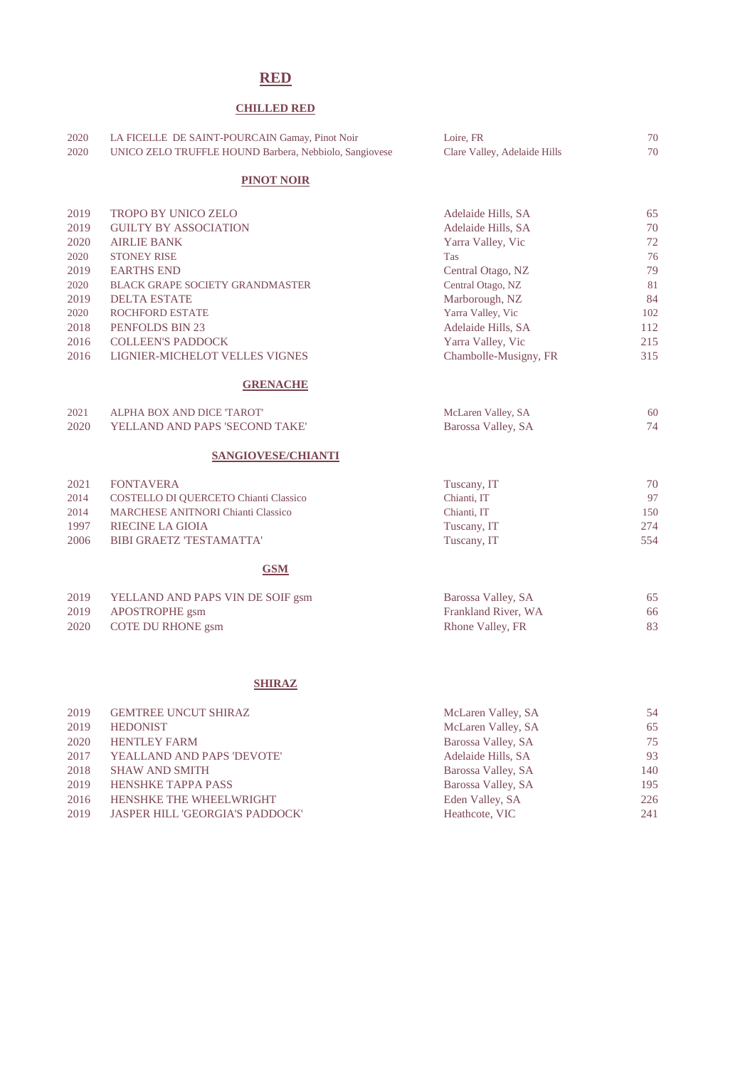# RED

## CHILLED RED

| | | | |
|---|---|---|---|
| 2020 | LA FICELLE DE SAINT-POURCAIN Gamay, Pinot Noir | Loire, FR | 70 |
| 2020 | UNICO ZELO TRUFFLE HOUND Barbera, Nebbiolo, Sangiovese | Clare Valley, Adelaide Hills | 70 |

## PINOT NOIR

| | | | |
|---|---|---|---|
| 2019 | TROPO BY UNICO ZELO | Adelaide Hills, SA | 65 |
| 2019 | GUILTY BY ASSOCIATION | Adelaide Hills, SA | 70 |
| 2020 | AIRLIE BANK | Yarra Valley, Vic | 72 |
| 2020 | STONEY RISE | Tas | 76 |
| 2019 | EARTHS END | Central Otago, NZ | 79 |
| 2020 | BLACK GRAPE SOCIETY GRANDMASTER | Central Otago, NZ | 81 |
| 2019 | DELTA ESTATE | Marborough, NZ | 84 |
| 2020 | ROCHFORD ESTATE | Yarra Valley, Vic | 102 |
| 2018 | PENFOLDS BIN 23 | Adelaide Hills, SA | 112 |
| 2016 | COLLEEN'S PADDOCK | Yarra Valley, Vic | 215 |
| 2016 | LIGNIER-MICHELOT VELLES VIGNES | Chambolle-Musigny, FR | 315 |

## GRENACHE

| | | | |
|---|---|---|---|
| 2021 | ALPHA BOX AND DICE 'TAROT' | McLaren Valley, SA | 60 |
| 2020 | YELLAND AND PAPS 'SECOND TAKE' | Barossa Valley, SA | 74 |

## SANGIOVESE/CHIANTI

| | | | |
|---|---|---|---|
| 2021 | FONTAVERA | Tuscany, IT | 70 |
| 2014 | COSTELLO DI QUERCETO Chianti Classico | Chianti, IT | 97 |
| 2014 | MARCHESE ANITNORI Chianti Classico | Chianti, IT | 150 |
| 1997 | RIECINE LA GIOIA | Tuscany, IT | 274 |
| 2006 | BIBI GRAETZ 'TESTAMATTA' | Tuscany, IT | 554 |

## GSM

| | | | |
|---|---|---|---|
| 2019 | YELLAND AND PAPS VIN DE SOIF gsm | Barossa Valley, SA | 65 |
| 2019 | APOSTROPHE gsm | Frankland River, WA | 66 |
| 2020 | COTE DU RHONE gsm | Rhone Valley, FR | 83 |

## SHIRAZ

| | | | |
|---|---|---|---|
| 2019 | GEMTREE UNCUT SHIRAZ | McLaren Valley, SA | 54 |
| 2019 | HEDONIST | McLaren Valley, SA | 65 |
| 2020 | HENTLEY FARM | Barossa Valley, SA | 75 |
| 2017 | YEALLAND AND PAPS 'DEVOTE' | Adelaide Hills, SA | 93 |
| 2018 | SHAW AND SMITH | Barossa Valley, SA | 140 |
| 2019 | HENSHKE TAPPA PASS | Barossa Valley, SA | 195 |
| 2016 | HENSHKE THE WHEELWRIGHT | Eden Valley, SA | 226 |
| 2019 | JASPER HILL 'GEORGIA'S PADDOCK' | Heathcote, VIC | 241 |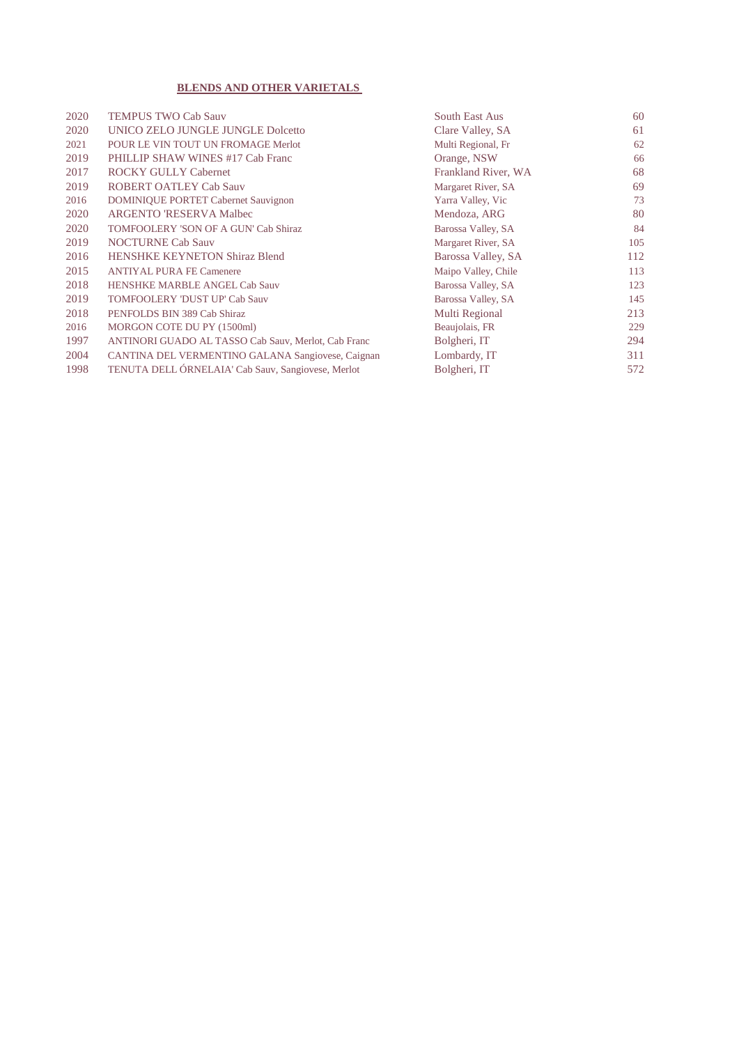## BLENDS AND OTHER VARIETALS

| | | | |
|---|---|---|---|
| 2020 | TEMPUS TWO Cab Sauv | South East Aus | 60 |
| 2020 | UNICO ZELO JUNGLE JUNGLE Dolcetto | Clare Valley, SA | 61 |
| 2021 | POUR LE VIN TOUT UN FROMAGE Merlot | Multi Regional, Fr | 62 |
| 2019 | PHILLIP SHAW WINES #17 Cab Franc | Orange, NSW | 66 |
| 2017 | ROCKY GULLY Cabernet | Frankland River, WA | 68 |
| 2019 | ROBERT OATLEY Cab Sauv | Margaret River, SA | 69 |
| 2016 | DOMINIQUE PORTET Cabernet Sauvignon | Yarra Valley, Vic | 73 |
| 2020 | ARGENTO 'RESERVA Malbec | Mendoza, ARG | 80 |
| 2020 | TOMFOOLERY 'SON OF A GUN' Cab Shiraz | Barossa Valley, SA | 84 |
| 2019 | NOCTURNE Cab Sauv | Margaret River, SA | 105 |
| 2016 | HENSHKE KEYNETON Shiraz Blend | Barossa Valley, SA | 112 |
| 2015 | ANTIYAL PURA FE Camenere | Maipo Valley, Chile | 113 |
| 2018 | HENSHKE MARBLE ANGEL Cab Sauv | Barossa Valley, SA | 123 |
| 2019 | TOMFOOLERY 'DUST UP' Cab Sauv | Barossa Valley, SA | 145 |
| 2018 | PENFOLDS BIN 389 Cab Shiraz | Multi Regional | 213 |
| 2016 | MORGON COTE DU PY (1500ml) | Beaujolais, FR | 229 |
| 1997 | ANTINORI GUADO AL TASSO Cab Sauv, Merlot, Cab Franc | Bolgheri, IT | 294 |
| 2004 | CANTINA DEL VERMENTINO GALANA Sangiovese, Caignan | Lombardy, IT | 311 |
| 1998 | TENUTA DELL ÓRNELAIA' Cab Sauv, Sangiovese, Merlot | Bolgheri, IT | 572 |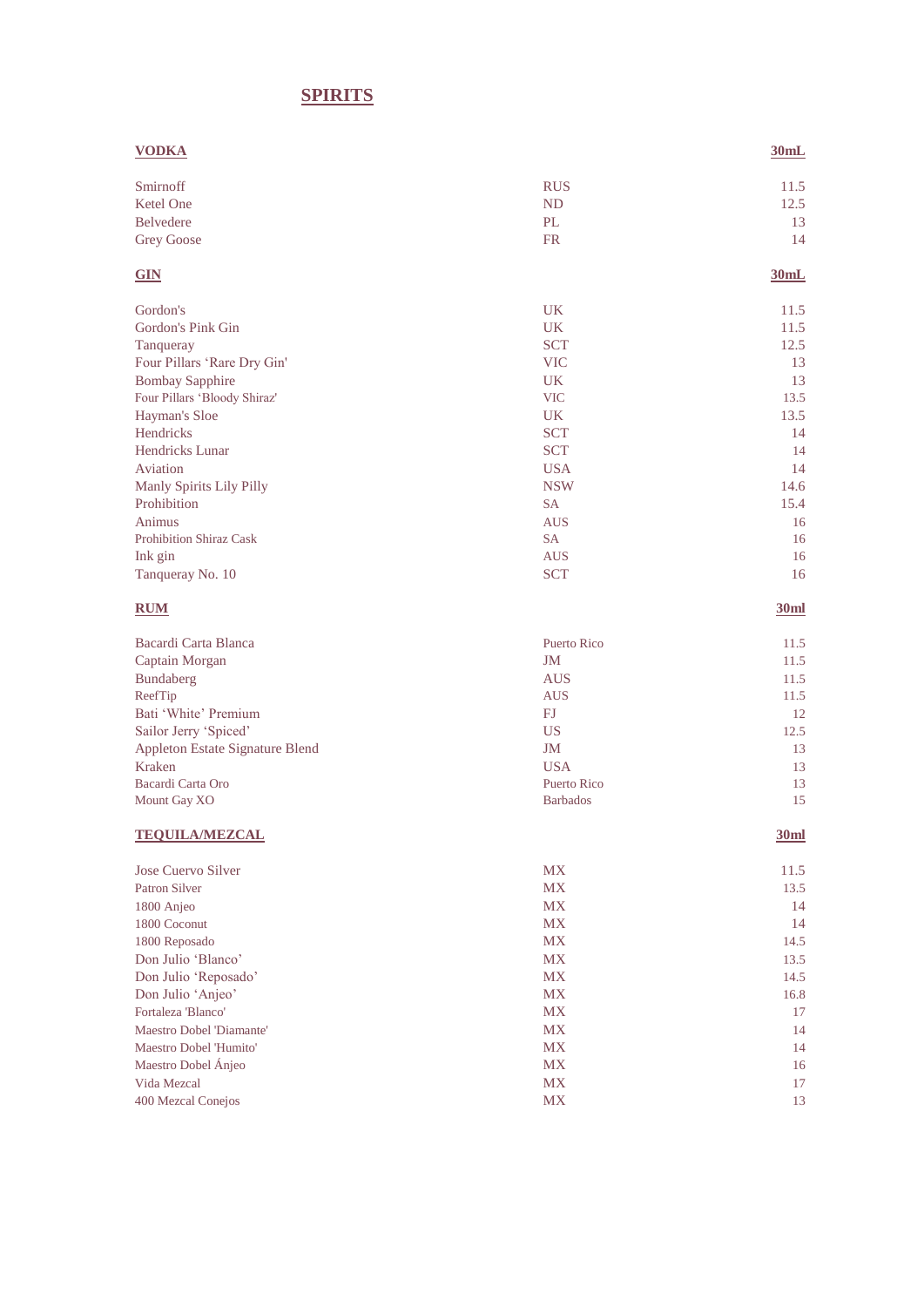# SPIRITS

## VODKA

| VODKA | | 30mL |
|---|---|---|
| Smirnoff | RUS | 11.5 |
| Ketel One | ND | 12.5 |
| Belvedere | PL | 13 |
| Grey Goose | FR | 14 |

## GIN

| GIN | | 30mL |
|---|---|---|
| Gordon's | UK | 11.5 |
| Gordon's Pink Gin | UK | 11.5 |
| Tanqueray | SCT | 12.5 |
| Four Pillars 'Rare Dry Gin' | VIC | 13 |
| Bombay Sapphire | UK | 13 |
| Four Pillars 'Bloody Shiraz' | VIC | 13.5 |
| Hayman's Sloe | UK | 13.5 |
| Hendricks | SCT | 14 |
| Hendricks Lunar | SCT | 14 |
| Aviation | USA | 14 |
| Manly Spirits Lily Pilly | NSW | 14.6 |
| Prohibition | SA | 15.4 |
| Animus | AUS | 16 |
| Prohibition Shiraz Cask | SA | 16 |
| Ink gin | AUS | 16 |
| Tanqueray No. 10 | SCT | 16 |

## RUM

| RUM | | 30ml |
|---|---|---|
| Bacardi Carta Blanca | Puerto Rico | 11.5 |
| Captain Morgan | JM | 11.5 |
| Bundaberg | AUS | 11.5 |
| ReefTip | AUS | 11.5 |
| Bati 'White' Premium | FJ | 12 |
| Sailor Jerry 'Spiced' | US | 12.5 |
| Appleton Estate Signature Blend | JM | 13 |
| Kraken | USA | 13 |
| Bacardi Carta Oro | Puerto Rico | 13 |
| Mount Gay XO | Barbados | 15 |

## TEQUILA/MEZCAL

| TEQUILA/MEZCAL | | 30ml |
|---|---|---|
| Jose Cuervo Silver | MX | 11.5 |
| Patron Silver | MX | 13.5 |
| 1800 Anjeo | MX | 14 |
| 1800 Coconut | MX | 14 |
| 1800 Reposado | MX | 14.5 |
| Don Julio 'Blanco' | MX | 13.5 |
| Don Julio 'Reposado' | MX | 14.5 |
| Don Julio 'Anjeo' | MX | 16.8 |
| Fortaleza 'Blanco' | MX | 17 |
| Maestro Dobel 'Diamante' | MX | 14 |
| Maestro Dobel 'Humito' | MX | 14 |
| Maestro Dobel Ánjeo | MX | 16 |
| Vida Mezcal | MX | 17 |
| 400 Mezcal Conejos | MX | 13 |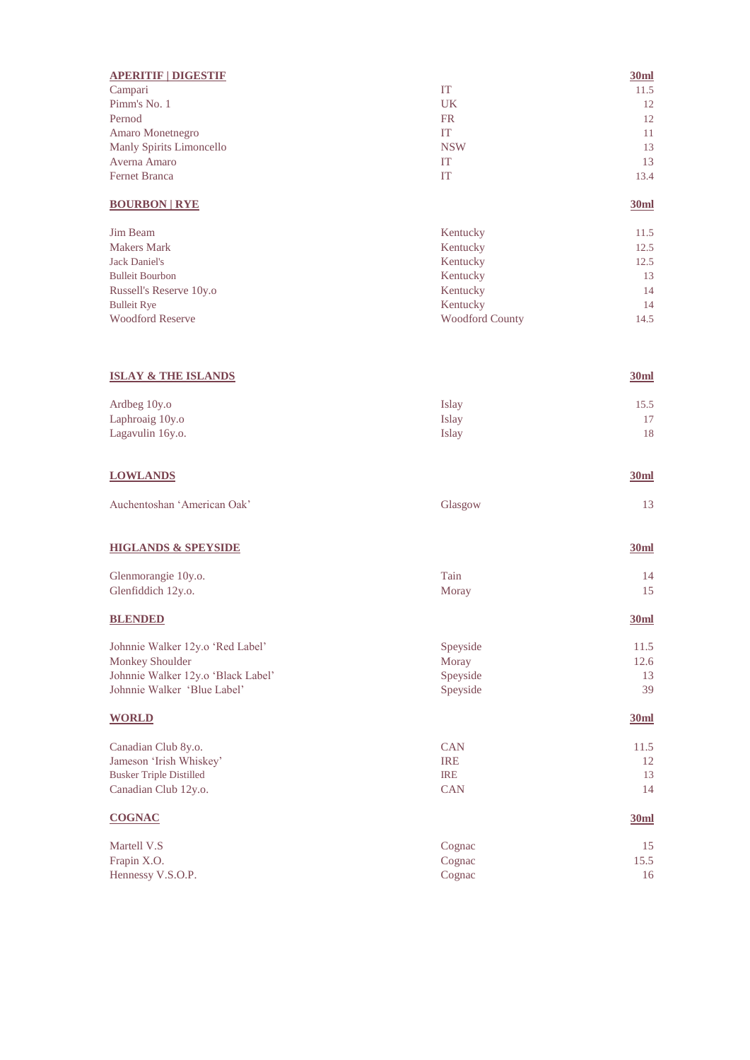| APERITIF \| DIGESTIF | | 30ml |
| --- | --- | --- |
| Campari | IT | 11.5 |
| Pimm's No. 1 | UK | 12 |
| Pernod | FR | 12 |
| Amaro Monetnegro | IT | 11 |
| Manly Spirits Limoncello | NSW | 13 |
| Averna Amaro | IT | 13 |
| Fernet Branca | IT | 13.4 |

| BOURBON \| RYE | | 30ml |
| --- | --- | --- |
| Jim Beam | Kentucky | 11.5 |
| Makers Mark | Kentucky | 12.5 |
| Jack Daniel's | Kentucky | 12.5 |
| Bulleit Bourbon | Kentucky | 13 |
| Russell's Reserve 10y.o | Kentucky | 14 |
| Bulleit Rye | Kentucky | 14 |
| Woodford Reserve | Woodford County | 14.5 |

| ISLAY & THE ISLANDS | | 30ml |
| --- | --- | --- |
| Ardbeg 10y.o | Islay | 15.5 |
| Laphroaig 10y.o | Islay | 17 |
| Lagavulin 16y.o. | Islay | 18 |

| LOWLANDS | | 30ml |
| --- | --- | --- |
| Auchentoshan 'American Oak' | Glasgow | 13 |

| HIGLANDS & SPEYSIDE | | 30ml |
| --- | --- | --- |
| Glenmorangie 10y.o. | Tain | 14 |
| Glenfiddich 12y.o. | Moray | 15 |

| BLENDED | | 30ml |
| --- | --- | --- |
| Johnnie Walker 12y.o 'Red Label' | Speyside | 11.5 |
| Monkey Shoulder | Moray | 12.6 |
| Johnnie Walker 12y.o 'Black Label' | Speyside | 13 |
| Johnnie Walker 'Blue Label' | Speyside | 39 |

| WORLD | | 30ml |
| --- | --- | --- |
| Canadian Club 8y.o. | CAN | 11.5 |
| Jameson 'Irish Whiskey' | IRE | 12 |
| Busker Triple Distilled | IRE | 13 |
| Canadian Club 12y.o. | CAN | 14 |

| COGNAC | | 30ml |
| --- | --- | --- |
| Martell V.S | Cognac | 15 |
| Frapin X.O. | Cognac | 15.5 |
| Hennessy V.S.O.P. | Cognac | 16 |